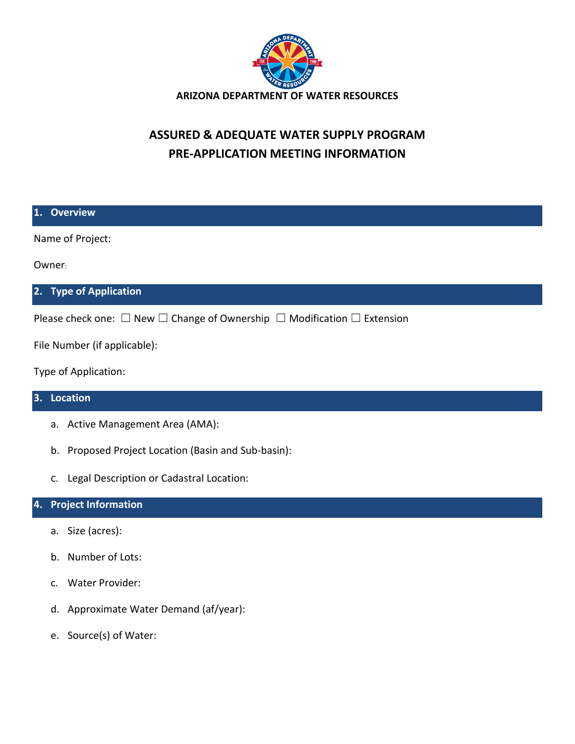ARIZONA DEPARTMENT OF WATER RESOURCES

# ASSURED & ADEQUATE WATER SUPPLY PROGRAM
# PRE-APPLICATION MEETING INFORMATION

## 1. Overview

Name of Project:

Owner:

## 2. Type of Application

Please check one: ☐ New ☐ Change of Ownership ☐ Modification ☐ Extension

File Number (if applicable):

Type of Application:

## 3. Location

a. Active Management Area (AMA):

b. Proposed Project Location (Basin and Sub-basin):

c. Legal Description or Cadastral Location:

## 4. Project Information

a. Size (acres):

b. Number of Lots:

c. Water Provider:

d. Approximate Water Demand (af/year):

e. Source(s) of Water: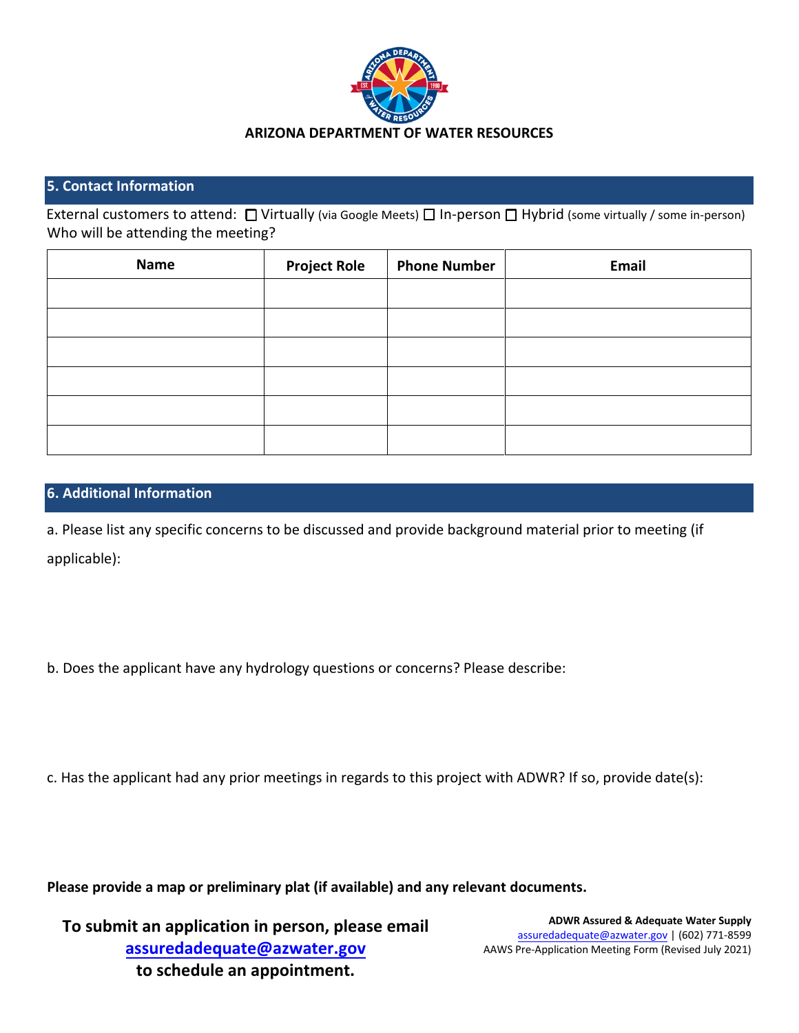**ARIZONA DEPARTMENT OF WATER RESOURCES**

## 5. Contact Information

External customers to attend: ☐ Virtually (via Google Meets) ☐ In-person ☐ Hybrid (some virtually / some in-person)
Who will be attending the meeting?

| Name | Project Role | Phone Number | Email |
|---|---|---|---|
| | | | |
| | | | |
| | | | |
| | | | |
| | | | |
| | | | |

## 6. Additional Information

a. Please list any specific concerns to be discussed and provide background material prior to meeting (if applicable):

b. Does the applicant have any hydrology questions or concerns? Please describe:

c. Has the applicant had any prior meetings in regards to this project with ADWR? If so, provide date(s):

**Please provide a map or preliminary plat (if available) and any relevant documents.**

**To submit an application in person, please email [assuredadequate@azwater.gov](mailto:assuredadequate@azwater.gov) to schedule an appointment.**

**ADWR Assured & Adequate Water Supply**
[assuredadequate@azwater.gov](mailto:assuredadequate@azwater.gov) | (602) 771-8599
AAWS Pre-Application Meeting Form (Revised July 2021)